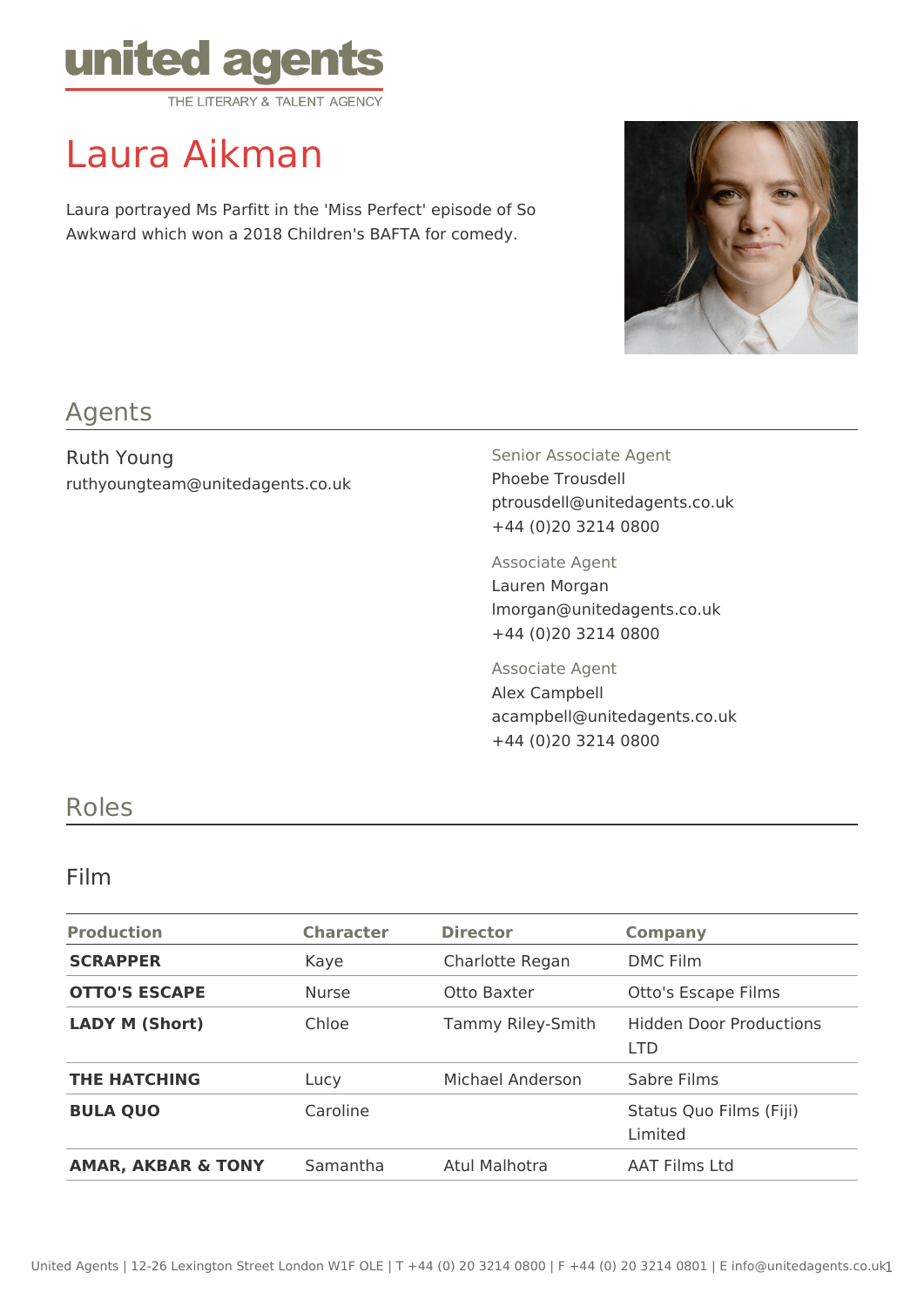united agents
THE LITERARY & TALENT AGENCY

# Laura Aikman

Laura portrayed Ms Parfitt in the 'Miss Perfect' episode of So Awkward which won a 2018 Children's BAFTA for comedy.

## Agents

Ruth Young
ruthyoungteam@unitedagents.co.uk

Senior Associate Agent
Phoebe Trousdell
ptrousdell@unitedagents.co.uk
+44 (0)20 3214 0800

Associate Agent
Lauren Morgan
lmorgan@unitedagents.co.uk
+44 (0)20 3214 0800

Associate Agent
Alex Campbell
acampbell@unitedagents.co.uk
+44 (0)20 3214 0800

## Roles

### Film

| Production | Character | Director | Company |
|---|---|---|---|
| **SCRAPPER** | Kaye | Charlotte Regan | DMC Film |
| **OTTO'S ESCAPE** | Nurse | Otto Baxter | Otto's Escape Films |
| **LADY M (Short)** | Chloe | Tammy Riley-Smith | Hidden Door Productions LTD |
| **THE HATCHING** | Lucy | Michael Anderson | Sabre Films |
| **BULA QUO** | Caroline | | Status Quo Films (Fiji) Limited |
| **AMAR, AKBAR & TONY** | Samantha | Atul Malhotra | AAT Films Ltd |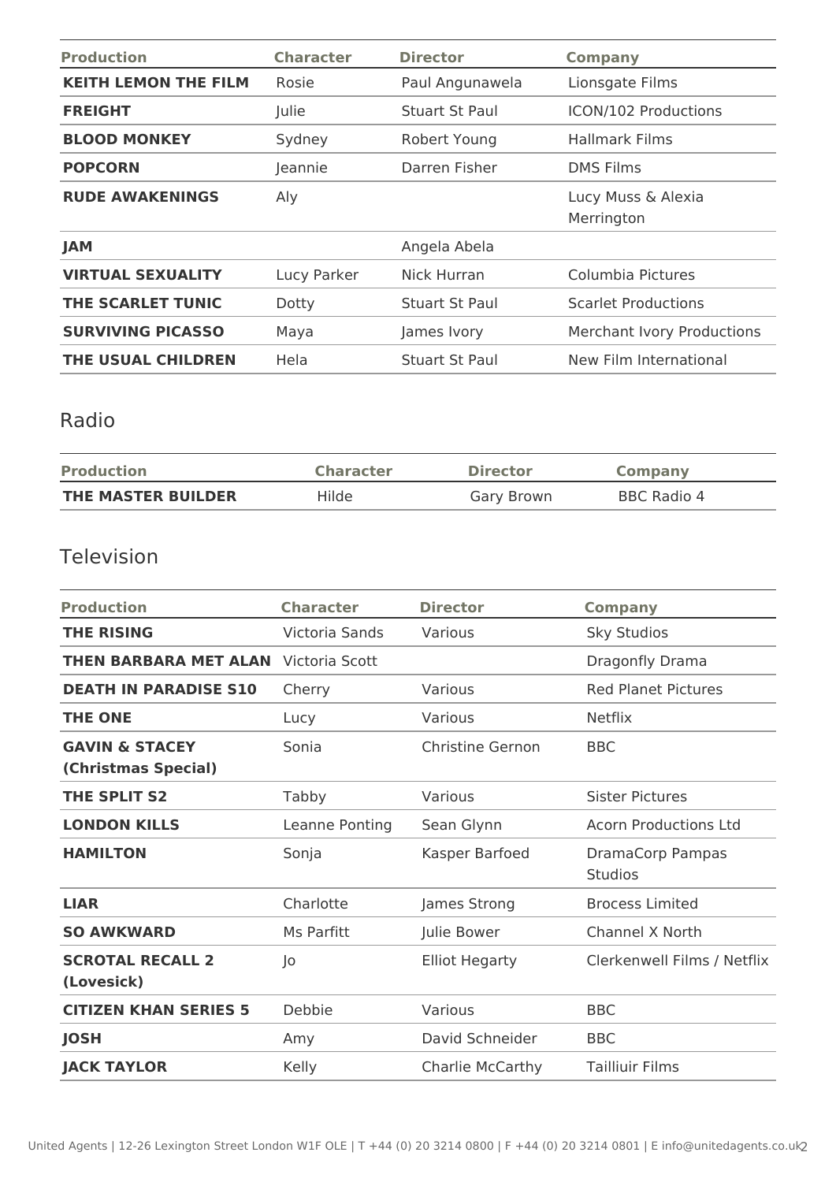| Production | Character | Director | Company |
| --- | --- | --- | --- |
| **KEITH LEMON THE FILM** | Rosie | Paul Angunawela | Lionsgate Films |
| **FREIGHT** | Julie | Stuart St Paul | ICON/102 Productions |
| **BLOOD MONKEY** | Sydney | Robert Young | Hallmark Films |
| **POPCORN** | Jeannie | Darren Fisher | DMS Films |
| **RUDE AWAKENINGS** | Aly | | Lucy Muss & Alexia Merrington |
| **JAM** | | Angela Abela | |
| **VIRTUAL SEXUALITY** | Lucy Parker | Nick Hurran | Columbia Pictures |
| **THE SCARLET TUNIC** | Dotty | Stuart St Paul | Scarlet Productions |
| **SURVIVING PICASSO** | Maya | James Ivory | Merchant Ivory Productions |
| **THE USUAL CHILDREN** | Hela | Stuart St Paul | New Film International |

## Radio

| Production | Character | Director | Company |
| --- | --- | --- | --- |
| **THE MASTER BUILDER** | Hilde | Gary Brown | BBC Radio 4 |

## Television

| Production | Character | Director | Company |
| --- | --- | --- | --- |
| **THE RISING** | Victoria Sands | Various | Sky Studios |
| **THEN BARBARA MET ALAN** | Victoria Scott | | Dragonfly Drama |
| **DEATH IN PARADISE S10** | Cherry | Various | Red Planet Pictures |
| **THE ONE** | Lucy | Various | Netflix |
| **GAVIN & STACEY (Christmas Special)** | Sonia | Christine Gernon | BBC |
| **THE SPLIT S2** | Tabby | Various | Sister Pictures |
| **LONDON KILLS** | Leanne Ponting | Sean Glynn | Acorn Productions Ltd |
| **HAMILTON** | Sonja | Kasper Barfoed | DramaCorp Pampas Studios |
| **LIAR** | Charlotte | James Strong | Brocess Limited |
| **SO AWKWARD** | Ms Parfitt | Julie Bower | Channel X North |
| **SCROTAL RECALL 2 (Lovesick)** | Jo | Elliot Hegarty | Clerkenwell Films / Netflix |
| **CITIZEN KHAN SERIES 5** | Debbie | Various | BBC |
| **JOSH** | Amy | David Schneider | BBC |
| **JACK TAYLOR** | Kelly | Charlie McCarthy | Tailliuir Films |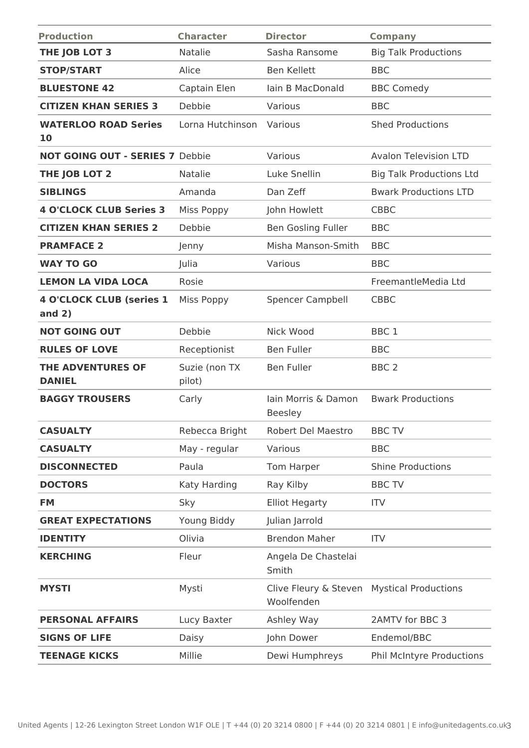| Production | Character | Director | Company |
|---|---|---|---|
| **THE JOB LOT 3** | Natalie | Sasha Ransome | Big Talk Productions |
| **STOP/START** | Alice | Ben Kellett | BBC |
| **BLUESTONE 42** | Captain Elen | Iain B MacDonald | BBC Comedy |
| **CITIZEN KHAN SERIES 3** | Debbie | Various | BBC |
| **WATERLOO ROAD Series 10** | Lorna Hutchinson | Various | Shed Productions |
| **NOT GOING OUT - SERIES 7** | Debbie | Various | Avalon Television LTD |
| **THE JOB LOT 2** | Natalie | Luke Snellin | Big Talk Productions Ltd |
| **SIBLINGS** | Amanda | Dan Zeff | Bwark Productions LTD |
| **4 O'CLOCK CLUB Series 3** | Miss Poppy | John Howlett | CBBC |
| **CITIZEN KHAN SERIES 2** | Debbie | Ben Gosling Fuller | BBC |
| **PRAMFACE 2** | Jenny | Misha Manson-Smith | BBC |
| **WAY TO GO** | Julia | Various | BBC |
| **LEMON LA VIDA LOCA** | Rosie | | FreemantleMedia Ltd |
| **4 O'CLOCK CLUB (series 1 and 2)** | Miss Poppy | Spencer Campbell | CBBC |
| **NOT GOING OUT** | Debbie | Nick Wood | BBC 1 |
| **RULES OF LOVE** | Receptionist | Ben Fuller | BBC |
| **THE ADVENTURES OF DANIEL** | Suzie (non TX pilot) | Ben Fuller | BBC 2 |
| **BAGGY TROUSERS** | Carly | Iain Morris & Damon Beesley | Bwark Productions |
| **CASUALTY** | Rebecca Bright | Robert Del Maestro | BBC TV |
| **CASUALTY** | May - regular | Various | BBC |
| **DISCONNECTED** | Paula | Tom Harper | Shine Productions |
| **DOCTORS** | Katy Harding | Ray Kilby | BBC TV |
| **FM** | Sky | Elliot Hegarty | ITV |
| **GREAT EXPECTATIONS** | Young Biddy | Julian Jarrold | |
| **IDENTITY** | Olivia | Brendon Maher | ITV |
| **KERCHING** | Fleur | Angela De Chastelai Smith | |
| **MYSTI** | Mysti | Clive Fleury & Steven Woolfenden | Mystical Productions |
| **PERSONAL AFFAIRS** | Lucy Baxter | Ashley Way | 2AMTV for BBC 3 |
| **SIGNS OF LIFE** | Daisy | John Dower | Endemol/BBC |
| **TEENAGE KICKS** | Millie | Dewi Humphreys | Phil McIntyre Productions |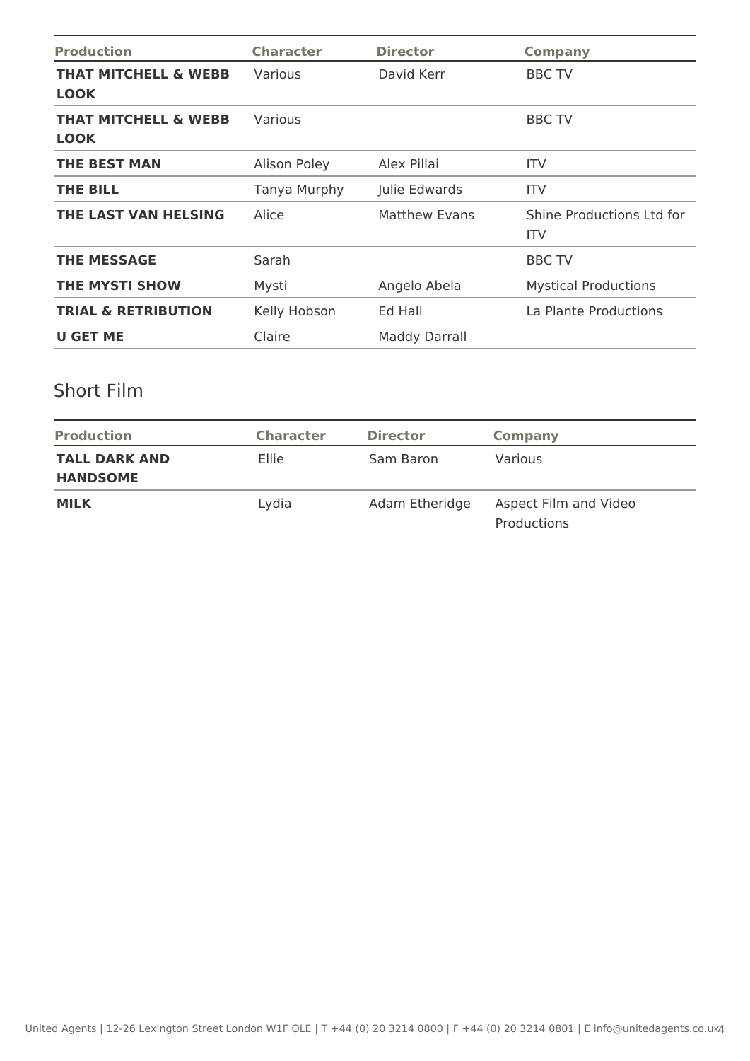| Production | Character | Director | Company |
|---|---|---|---|
| **THAT MITCHELL & WEBB LOOK** | Various | David Kerr | BBC TV |
| **THAT MITCHELL & WEBB LOOK** | Various | | BBC TV |
| **THE BEST MAN** | Alison Poley | Alex Pillai | ITV |
| **THE BILL** | Tanya Murphy | Julie Edwards | ITV |
| **THE LAST VAN HELSING** | Alice | Matthew Evans | Shine Productions Ltd for ITV |
| **THE MESSAGE** | Sarah | | BBC TV |
| **THE MYSTI SHOW** | Mysti | Angelo Abela | Mystical Productions |
| **TRIAL & RETRIBUTION** | Kelly Hobson | Ed Hall | La Plante Productions |
| **U GET ME** | Claire | Maddy Darrall | |

## Short Film

| Production | Character | Director | Company |
|---|---|---|---|
| **TALL DARK AND HANDSOME** | Ellie | Sam Baron | Various |
| **MILK** | Lydia | Adam Etheridge | Aspect Film and Video Productions |